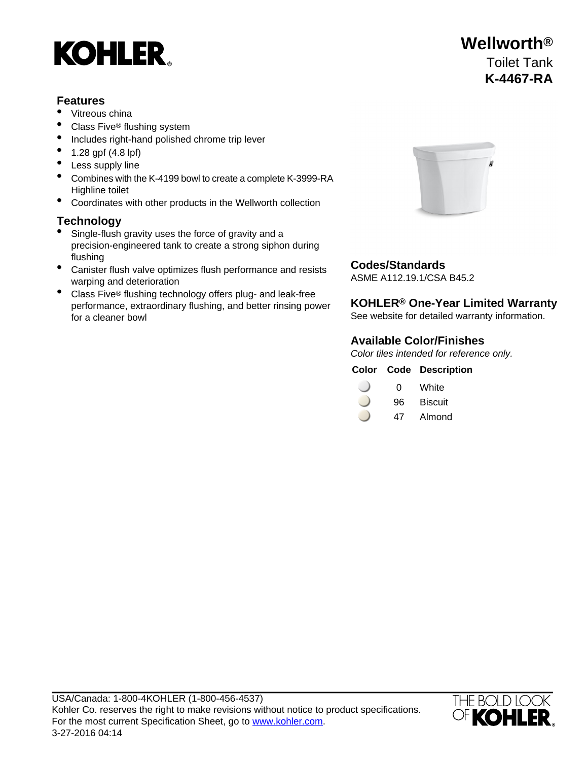# KOHLER®

## Wellworth®

Toilet Tank

**K-4467-RA**

### Features

- Vitreous china
- Class Five® flushing system
- Includes right-hand polished chrome trip lever
- 1.28 gpf (4.8 lpf)
- Less supply line
- Combines with the K-4199 bowl to create a complete K-3999-RA Highline toilet
- Coordinates with other products in the Wellworth collection

### Technology

- Single-flush gravity uses the force of gravity and a precision-engineered tank to create a strong siphon during flushing
- Canister flush valve optimizes flush performance and resists warping and deterioration
- Class Five® flushing technology offers plug- and leak-free performance, extraordinary flushing, and better rinsing power for a cleaner bowl

### Codes/Standards

ASME A112.19.1/CSA B45.2

### KOHLER® One-Year Limited Warranty

See website for detailed warranty information.

### Available Color/Finishes

*Color tiles intended for reference only.*

| Color | Code | Description |
|---|---|---|
| | 0 | White |
| | 96 | Biscuit |
| | 47 | Almond |

USA/Canada: 1-800-4KOHLER (1-800-456-4537)
Kohler Co. reserves the right to make revisions without notice to product specifications.
For the most current Specification Sheet, go to www.kohler.com.
3-27-2016 04:14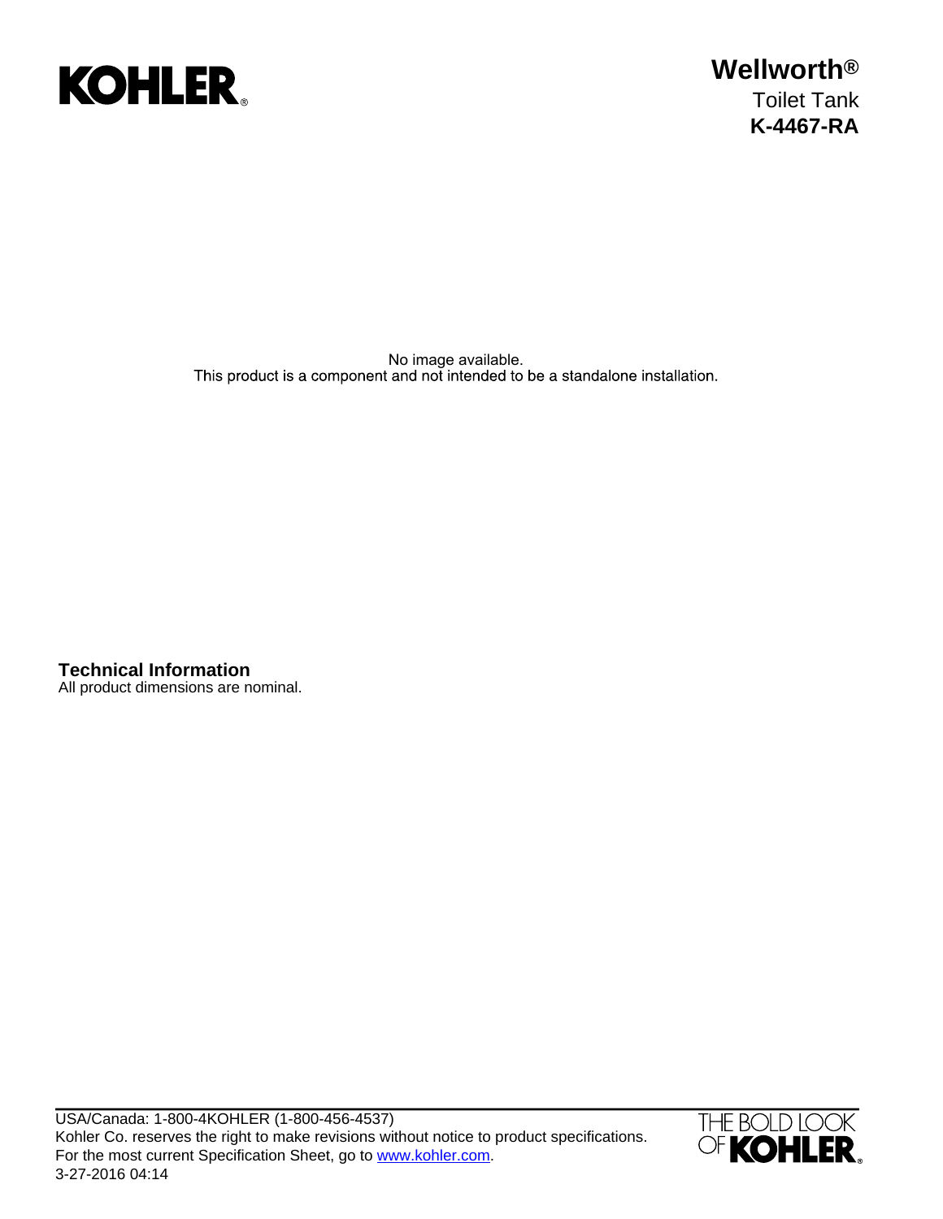**KOHLER**

# Wellworth®

Toilet Tank

**K-4467-RA**

No image available.
This product is a component and not intended to be a standalone installation.

## Technical Information

All product dimensions are nominal.

USA/Canada: 1-800-4KOHLER (1-800-456-4537)
Kohler Co. reserves the right to make revisions without notice to product specifications.
For the most current Specification Sheet, go to www.kohler.com.
3-27-2016 04:14

THE BOLD LOOK OF KOHLER